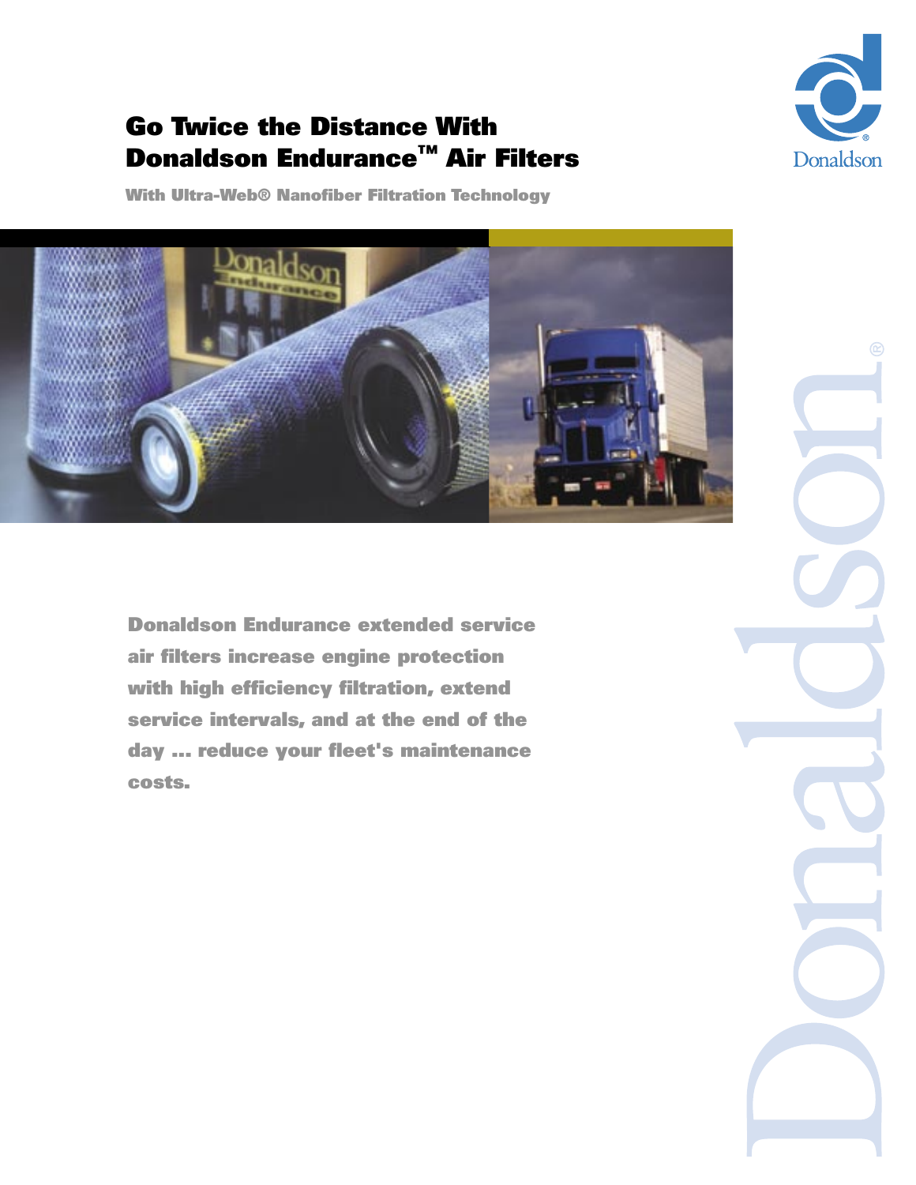# Go Twice the Distance With Donaldson Endurance™ Air Filters

### With Ultra-Web® Nanofiber Filtration Technology

**Donaldson Endurance extended service air filters increase engine protection with high efficiency filtration, extend service intervals, and at the end of the day ... reduce your fleet's maintenance costs.**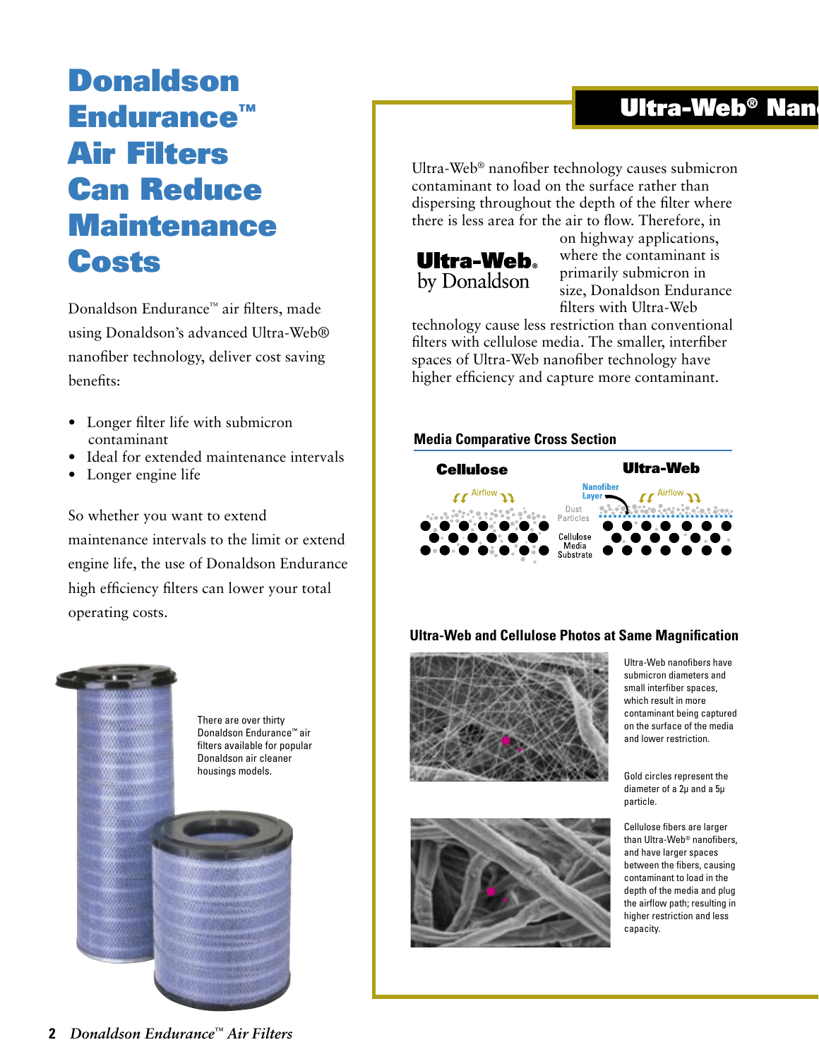# Donaldson Endurance™ Air Filters Can Reduce Maintenance Costs

Donaldson Endurance™ air filters, made using Donaldson's advanced Ultra-Web® nanofiber technology, deliver cost saving benefits:

- Longer filter life with submicron contaminant
- Ideal for extended maintenance intervals
- Longer engine life

So whether you want to extend maintenance intervals to the limit or extend engine life, the use of Donaldson Endurance high efficiency filters can lower your total operating costs.

There are over thirty Donaldson Endurance™ air filters available for popular Donaldson air cleaner housings models.

## Ultra-Web® Nan

Ultra-Web® nanofiber technology causes submicron contaminant to load on the surface rather than dispersing throughout the depth of the filter where there is less area for the air to flow. Therefore, in on highway applications, where the contaminant is primarily submicron in size, Donaldson Endurance filters with Ultra-Web technology cause less restriction than conventional filters with cellulose media. The smaller, interfiber spaces of Ultra-Web nanofiber technology have higher efficiency and capture more contaminant.

Ultra-Web® by Donaldson

### Media Comparative Cross Section

Cellulose — Ultra-Web

Airflow — Airflow

Nanofiber Layer

Dust Particles

Cellulose Media Substrate

### Ultra-Web and Cellulose Photos at Same Magnification

Ultra-Web nanofibers have submicron diameters and small interfiber spaces, which result in more contaminant being captured on the surface of the media and lower restriction.

Gold circles represent the diameter of a 2µ and a 5µ particle.

Cellulose fibers are larger than Ultra-Web® nanofibers, and have larger spaces between the fibers, causing contaminant to load in the depth of the media and plug the airflow path; resulting in higher restriction and less capacity.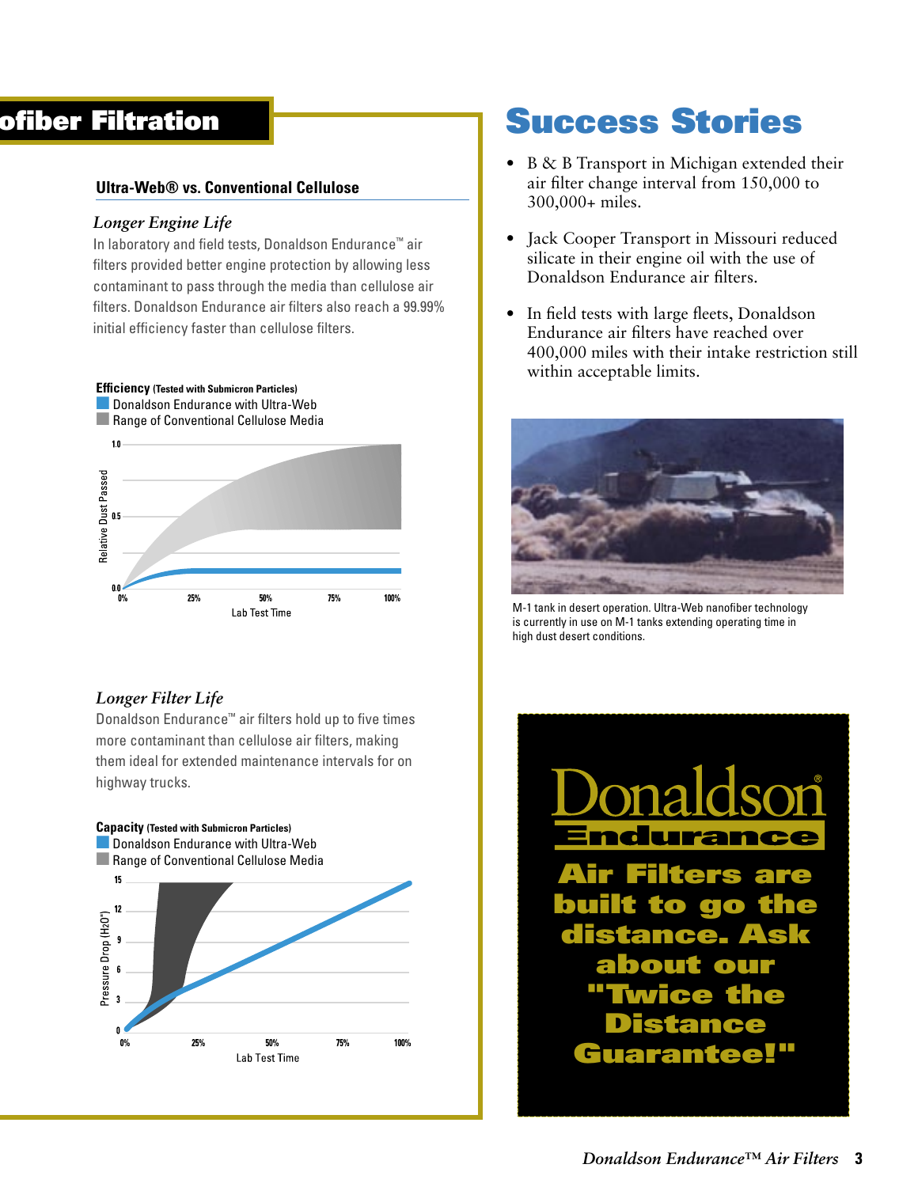## ofiber Filtration

### Ultra-Web® vs. Conventional Cellulose

*Longer Engine Life*

In laboratory and field tests, Donaldson Endurance™ air filters provided better engine protection by allowing less contaminant to pass through the media than cellulose air filters. Donaldson Endurance air filters also reach a 99.99% initial efficiency faster than cellulose filters.

**Efficiency** (Tested with Submicron Particles)
- Donaldson Endurance with Ultra-Web
- Range of Conventional Cellulose Media

Relative Dust Passed (0.0, 0.5, 1.0) vs. Lab Test Time (0%, 25%, 50%, 75%, 100%)

*Longer Filter Life*

Donaldson Endurance™ air filters hold up to five times more contaminant than cellulose air filters, making them ideal for extended maintenance intervals for on highway trucks.

**Capacity** (Tested with Submicron Particles)
- Donaldson Endurance with Ultra-Web
- Range of Conventional Cellulose Media

Pressure Drop ($H_2O$") (0, 3, 6, 9, 12, 15) vs. Lab Test Time (0%, 25%, 50%, 75%, 100%)

## Success Stories

- B & B Transport in Michigan extended their air filter change interval from 150,000 to 300,000+ miles.
- Jack Cooper Transport in Missouri reduced silicate in their engine oil with the use of Donaldson Endurance air filters.
- In field tests with large fleets, Donaldson Endurance air filters have reached over 400,000 miles with their intake restriction still within acceptable limits.

M-1 tank in desert operation. Ultra-Web nanofiber technology is currently in use on M-1 tanks extending operating time in high dust desert conditions.

**Donaldson® Endurance**

**Air Filters are built to go the distance. Ask about our "Twice the Distance Guarantee!"**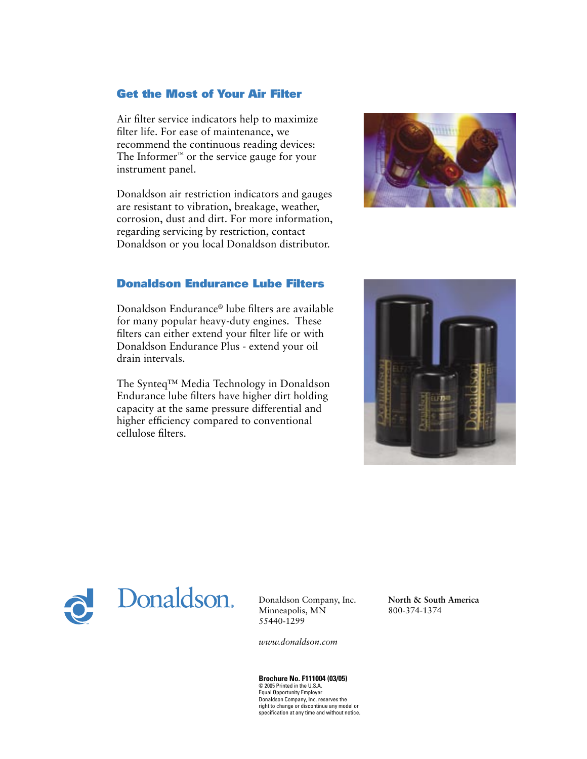## Get the Most of Your Air Filter

Air filter service indicators help to maximize filter life. For ease of maintenance, we recommend the continuous reading devices: The Informer™ or the service gauge for your instrument panel.

Donaldson air restriction indicators and gauges are resistant to vibration, breakage, weather, corrosion, dust and dirt. For more information, regarding servicing by restriction, contact Donaldson or you local Donaldson distributor.

## Donaldson Endurance Lube Filters

Donaldson Endurance® lube filters are available for many popular heavy-duty engines. These filters can either extend your filter life or with Donaldson Endurance Plus - extend your oil drain intervals.

The Synteq™ Media Technology in Donaldson Endurance lube filters have higher dirt holding capacity at the same pressure differential and higher efficiency compared to conventional cellulose filters.

Donaldson.

Donaldson Company, Inc.
Minneapolis, MN
55440-1299

*www.donaldson.com*

**North & South America**
800-374-1374

**Brochure No. F111004 (03/05)**
© 2005 Printed in the U.S.A.
Equal Opportunity Employer
Donaldson Company, Inc. reserves the right to change or discontinue any model or specification at any time and without notice.